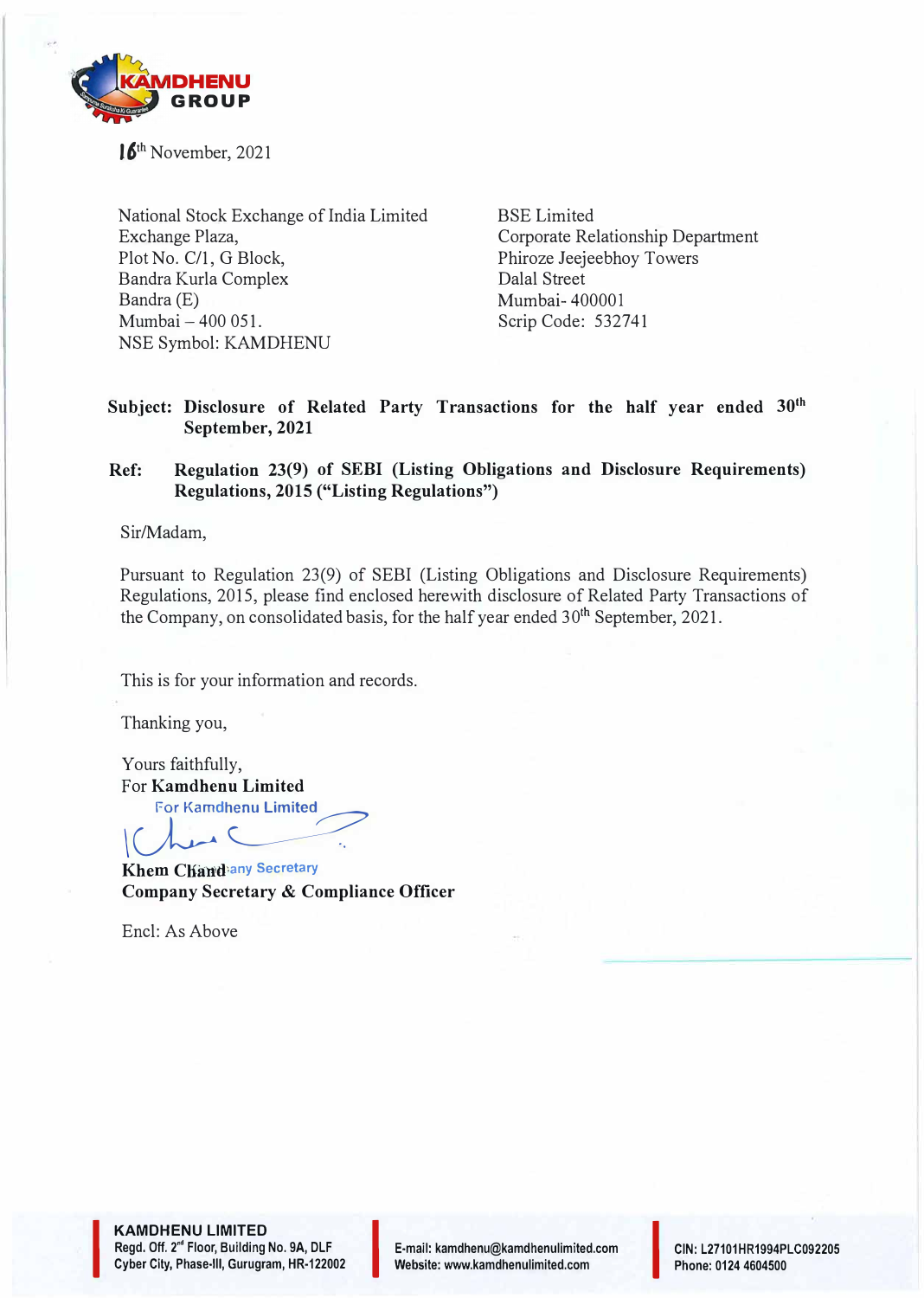16th November, 2021

National Stock Exchange of India Limited
Exchange Plaza,
Plot No. C/1, G Block,
Bandra Kurla Complex
Bandra (E)
Mumbai – 400 051.
NSE Symbol: KAMDHENU

BSE Limited
Corporate Relationship Department
Phiroze Jeejeebhoy Towers
Dalal Street
Mumbai- 400001
Scrip Code: 532741

**Subject: Disclosure of Related Party Transactions for the half year ended 30th September, 2021**

**Ref: Regulation 23(9) of SEBI (Listing Obligations and Disclosure Requirements) Regulations, 2015 ("Listing Regulations")**

Sir/Madam,

Pursuant to Regulation 23(9) of SEBI (Listing Obligations and Disclosure Requirements) Regulations, 2015, please find enclosed herewith disclosure of Related Party Transactions of the Company, on consolidated basis, for the half year ended 30th September, 2021.

This is for your information and records.

Thanking you,

Yours faithfully,
For **Kamdhenu Limited**

For Kamdhenu Limited

Company Secretary

**Khem Chand**
**Company Secretary & Compliance Officer**

Encl: As Above

**KAMDHENU LIMITED**
Regd. Off. 2nd Floor, Building No. 9A, DLF Cyber City, Phase-III, Gurugram, HR-122002

E-mail: kamdhenu@kamdhenulimited.com
Website: www.kamdhenulimited.com

CIN: L27101HR1994PLC092205
Phone: 0124 4604500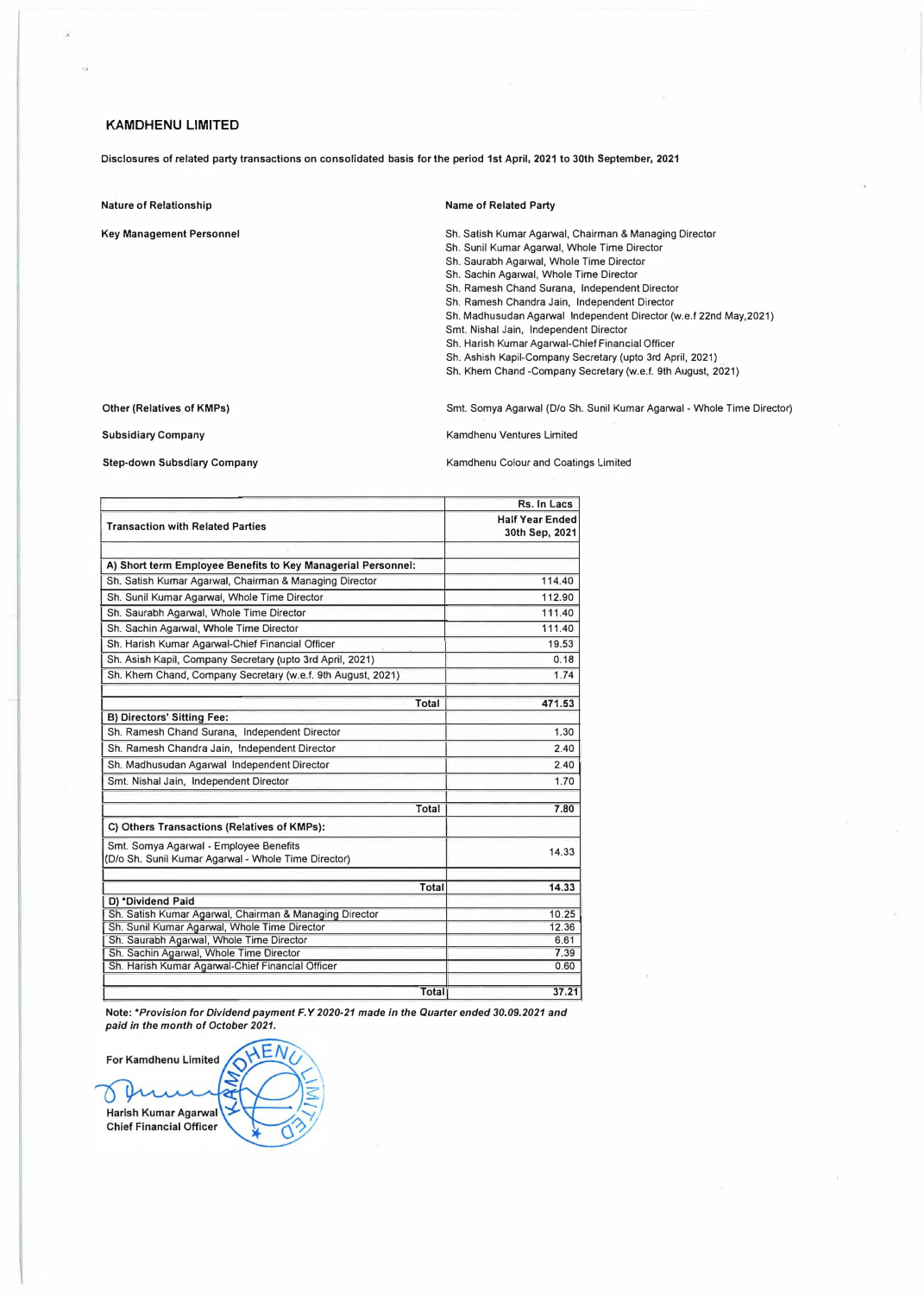## KAMDHENU LIMITED

**Disclosures of related party transactions on consolidated basis for the period 1st April, 2021 to 30th September, 2021**

| Nature of Relationship | Name of Related Party |
|---|---|
| **Key Management Personnel** | Sh. Satish Kumar Agarwal, Chairman & Managing Director<br>Sh. Sunil Kumar Agarwal, Whole Time Director<br>Sh. Saurabh Agarwal, Whole Time Director<br>Sh. Sachin Agarwal, Whole Time Director<br>Sh. Ramesh Chand Surana, Independent Director<br>Sh. Ramesh Chandra Jain, Independent Director<br>Sh. Madhusudan Agarwal Independent Director (w.e.f 22nd May,2021)<br>Smt. Nishal Jain, Independent Director<br>Sh. Harish Kumar Agarwal-Chief Financial Officer<br>Sh. Ashish Kapil-Company Secretary (upto 3rd April, 2021)<br>Sh. Khem Chand -Company Secretary (w.e.f. 9th August, 2021) |
| **Other (Relatives of KMPs)** | Smt. Somya Agarwal (D/o Sh. Sunil Kumar Agarwal - Whole Time Director) |
| **Subsidiary Company** | Kamdhenu Ventures Limited |
| **Step-down Subsdiary Company** | Kamdhenu Colour and Coatings Limited |

| Transaction with Related Parties | Rs. In Lacs<br>Half Year Ended 30th Sep, 2021 |
|---|---:|
| **A) Short term Employee Benefits to Key Managerial Personnel:** | |
| Sh. Satish Kumar Agarwal, Chairman & Managing Director | 114.40 |
| Sh. Sunil Kumar Agarwal, Whole Time Director | 112.90 |
| Sh. Saurabh Agarwal, Whole Time Director | 111.40 |
| Sh. Sachin Agarwal, Whole Time Director | 111.40 |
| Sh. Harish Kumar Agarwal-Chief Financial Officer | 19.53 |
| Sh. Asish Kapil, Company Secretary (upto 3rd April, 2021) | 0.18 |
| Sh. Khem Chand, Company Secretary (w.e.f. 9th August, 2021) | 1.74 |
| **Total** | **471.53** |
| **B) Directors' Sitting Fee:** | |
| Sh. Ramesh Chand Surana, Independent Director | 1.30 |
| Sh. Ramesh Chandra Jain, Independent Director | 2.40 |
| Sh. Madhusudan Agarwal Independent Director | 2.40 |
| Smt. Nishal Jain, Independent Director | 1.70 |
| **Total** | **7.80** |
| **C) Others Transactions (Relatives of KMPs):** | |
| Smt. Somya Agarwal - Employee Benefits<br>(D/o Sh. Sunil Kumar Agarwal - Whole Time Director) | 14.33 |
| **Total** | **14.33** |
| **D) *Dividend Paid** | |
| Sh. Satish Kumar Agarwal, Chairman & Managing Director | 10.25 |
| Sh. Sunil Kumar Agarwal, Whole Time Director | 12.36 |
| Sh. Saurabh Agarwal, Whole Time Director | 6.61 |
| Sh. Sachin Agarwal, Whole Time Director | 7.39 |
| Sh. Harish Kumar Agarwal-Chief Financial Officer | 0.60 |
| **Total** | **37.21** |

**Note:** ***Provision for Dividend payment F.Y 2020-21 made in the Quarter ended 30.09.2021 and paid in the month of October 2021.***

**For Kamdhenu Limited**

**Harish Kumar Agarwal**
**Chief Financial Officer**